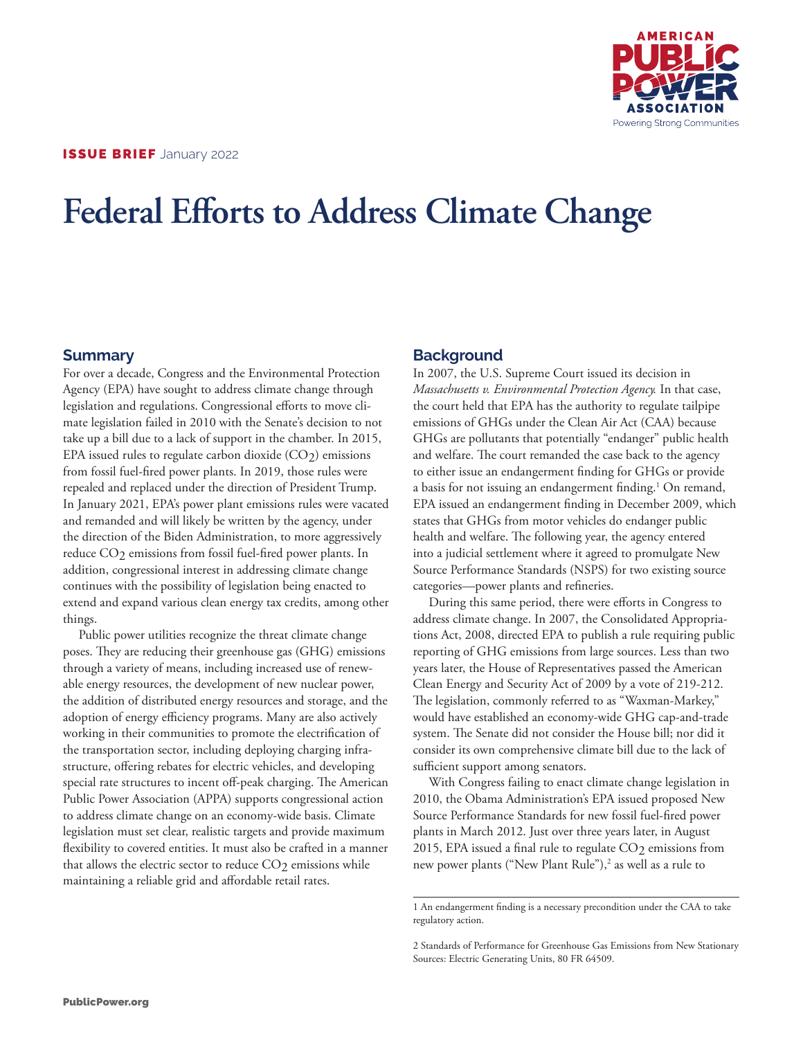**ISSUE BRIEF** January 2022

# Federal Efforts to Address Climate Change

## Summary

For over a decade, Congress and the Environmental Protection Agency (EPA) have sought to address climate change through legislation and regulations. Congressional efforts to move climate legislation failed in 2010 with the Senate's decision to not take up a bill due to a lack of support in the chamber. In 2015, EPA issued rules to regulate carbon dioxide ($CO_2$) emissions from fossil fuel-fired power plants. In 2019, those rules were repealed and replaced under the direction of President Trump. In January 2021, EPA's power plant emissions rules were vacated and remanded and will likely be written by the agency, under the direction of the Biden Administration, to more aggressively reduce $CO_2$ emissions from fossil fuel-fired power plants. In addition, congressional interest in addressing climate change continues with the possibility of legislation being enacted to extend and expand various clean energy tax credits, among other things.

Public power utilities recognize the threat climate change poses. They are reducing their greenhouse gas (GHG) emissions through a variety of means, including increased use of renewable energy resources, the development of new nuclear power, the addition of distributed energy resources and storage, and the adoption of energy efficiency programs. Many are also actively working in their communities to promote the electrification of the transportation sector, including deploying charging infrastructure, offering rebates for electric vehicles, and developing special rate structures to incent off-peak charging. The American Public Power Association (APPA) supports congressional action to address climate change on an economy-wide basis. Climate legislation must set clear, realistic targets and provide maximum flexibility to covered entities. It must also be crafted in a manner that allows the electric sector to reduce $CO_2$ emissions while maintaining a reliable grid and affordable retail rates.

## Background

In 2007, the U.S. Supreme Court issued its decision in *Massachusetts v. Environmental Protection Agency.* In that case, the court held that EPA has the authority to regulate tailpipe emissions of GHGs under the Clean Air Act (CAA) because GHGs are pollutants that potentially "endanger" public health and welfare. The court remanded the case back to the agency to either issue an endangerment finding for GHGs or provide a basis for not issuing an endangerment finding.[1] On remand, EPA issued an endangerment finding in December 2009, which states that GHGs from motor vehicles do endanger public health and welfare. The following year, the agency entered into a judicial settlement where it agreed to promulgate New Source Performance Standards (NSPS) for two existing source categories—power plants and refineries.

During this same period, there were efforts in Congress to address climate change. In 2007, the Consolidated Appropriations Act, 2008, directed EPA to publish a rule requiring public reporting of GHG emissions from large sources. Less than two years later, the House of Representatives passed the American Clean Energy and Security Act of 2009 by a vote of 219-212. The legislation, commonly referred to as "Waxman-Markey," would have established an economy-wide GHG cap-and-trade system. The Senate did not consider the House bill; nor did it consider its own comprehensive climate bill due to the lack of sufficient support among senators.

With Congress failing to enact climate change legislation in 2010, the Obama Administration's EPA issued proposed New Source Performance Standards for new fossil fuel-fired power plants in March 2012. Just over three years later, in August 2015, EPA issued a final rule to regulate $CO_2$ emissions from new power plants ("New Plant Rule"),[2] as well as a rule to

---

1 An endangerment finding is a necessary precondition under the CAA to take regulatory action.

2 Standards of Performance for Greenhouse Gas Emissions from New Stationary Sources: Electric Generating Units, 80 FR 64509.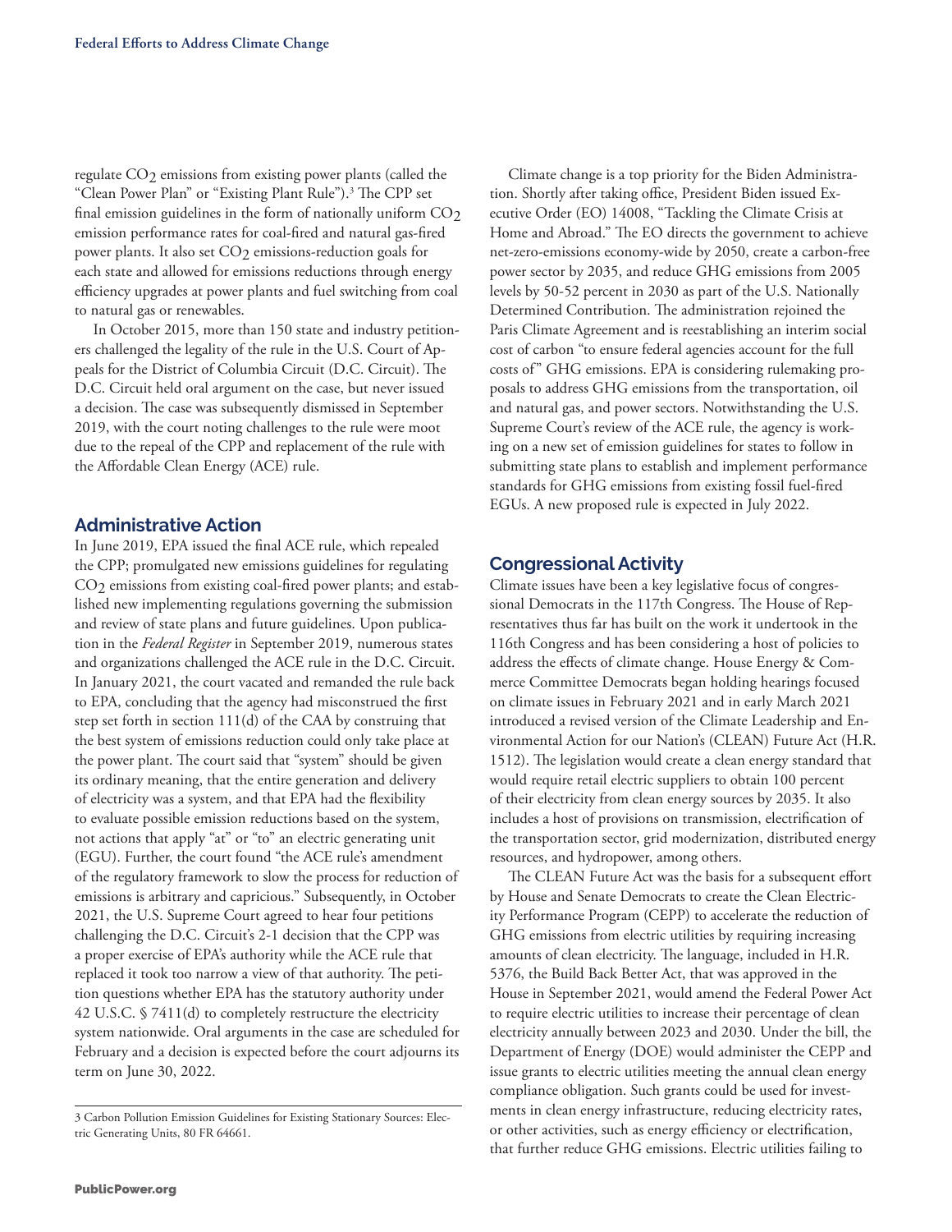regulate $CO_2$ emissions from existing power plants (called the "Clean Power Plan" or "Existing Plant Rule").[3] The CPP set final emission guidelines in the form of nationally uniform $CO_2$ emission performance rates for coal-fired and natural gas-fired power plants. It also set $CO_2$ emissions-reduction goals for each state and allowed for emissions reductions through energy efficiency upgrades at power plants and fuel switching from coal to natural gas or renewables.

In October 2015, more than 150 state and industry petitioners challenged the legality of the rule in the U.S. Court of Appeals for the District of Columbia Circuit (D.C. Circuit). The D.C. Circuit held oral argument on the case, but never issued a decision. The case was subsequently dismissed in September 2019, with the court noting challenges to the rule were moot due to the repeal of the CPP and replacement of the rule with the Affordable Clean Energy (ACE) rule.

## Administrative Action

In June 2019, EPA issued the final ACE rule, which repealed the CPP; promulgated new emissions guidelines for regulating $CO_2$ emissions from existing coal-fired power plants; and established new implementing regulations governing the submission and review of state plans and future guidelines. Upon publication in the *Federal Register* in September 2019, numerous states and organizations challenged the ACE rule in the D.C. Circuit. In January 2021, the court vacated and remanded the rule back to EPA, concluding that the agency had misconstrued the first step set forth in section 111(d) of the CAA by construing that the best system of emissions reduction could only take place at the power plant. The court said that "system" should be given its ordinary meaning, that the entire generation and delivery of electricity was a system, and that EPA had the flexibility to evaluate possible emission reductions based on the system, not actions that apply "at" or "to" an electric generating unit (EGU). Further, the court found "the ACE rule's amendment of the regulatory framework to slow the process for reduction of emissions is arbitrary and capricious." Subsequently, in October 2021, the U.S. Supreme Court agreed to hear four petitions challenging the D.C. Circuit's 2-1 decision that the CPP was a proper exercise of EPA's authority while the ACE rule that replaced it took too narrow a view of that authority. The petition questions whether EPA has the statutory authority under 42 U.S.C. § 7411(d) to completely restructure the electricity system nationwide. Oral arguments in the case are scheduled for February and a decision is expected before the court adjourns its term on June 30, 2022.

Climate change is a top priority for the Biden Administration. Shortly after taking office, President Biden issued Executive Order (EO) 14008, "Tackling the Climate Crisis at Home and Abroad." The EO directs the government to achieve net-zero-emissions economy-wide by 2050, create a carbon-free power sector by 2035, and reduce GHG emissions from 2005 levels by 50-52 percent in 2030 as part of the U.S. Nationally Determined Contribution. The administration rejoined the Paris Climate Agreement and is reestablishing an interim social cost of carbon "to ensure federal agencies account for the full costs of" GHG emissions. EPA is considering rulemaking proposals to address GHG emissions from the transportation, oil and natural gas, and power sectors. Notwithstanding the U.S. Supreme Court's review of the ACE rule, the agency is working on a new set of emission guidelines for states to follow in submitting state plans to establish and implement performance standards for GHG emissions from existing fossil fuel-fired EGUs. A new proposed rule is expected in July 2022.

## Congressional Activity

Climate issues have been a key legislative focus of congressional Democrats in the 117th Congress. The House of Representatives thus far has built on the work it undertook in the 116th Congress and has been considering a host of policies to address the effects of climate change. House Energy & Commerce Committee Democrats began holding hearings focused on climate issues in February 2021 and in early March 2021 introduced a revised version of the Climate Leadership and Environmental Action for our Nation's (CLEAN) Future Act (H.R. 1512). The legislation would create a clean energy standard that would require retail electric suppliers to obtain 100 percent of their electricity from clean energy sources by 2035. It also includes a host of provisions on transmission, electrification of the transportation sector, grid modernization, distributed energy resources, and hydropower, among others.

The CLEAN Future Act was the basis for a subsequent effort by House and Senate Democrats to create the Clean Electricity Performance Program (CEPP) to accelerate the reduction of GHG emissions from electric utilities by requiring increasing amounts of clean electricity. The language, included in H.R. 5376, the Build Back Better Act, that was approved in the House in September 2021, would amend the Federal Power Act to require electric utilities to increase their percentage of clean electricity annually between 2023 and 2030. Under the bill, the Department of Energy (DOE) would administer the CEPP and issue grants to electric utilities meeting the annual clean energy compliance obligation. Such grants could be used for investments in clean energy infrastructure, reducing electricity rates, or other activities, such as energy efficiency or electrification, that further reduce GHG emissions. Electric utilities failing to

3 Carbon Pollution Emission Guidelines for Existing Stationary Sources: Electric Generating Units, 80 FR 64661.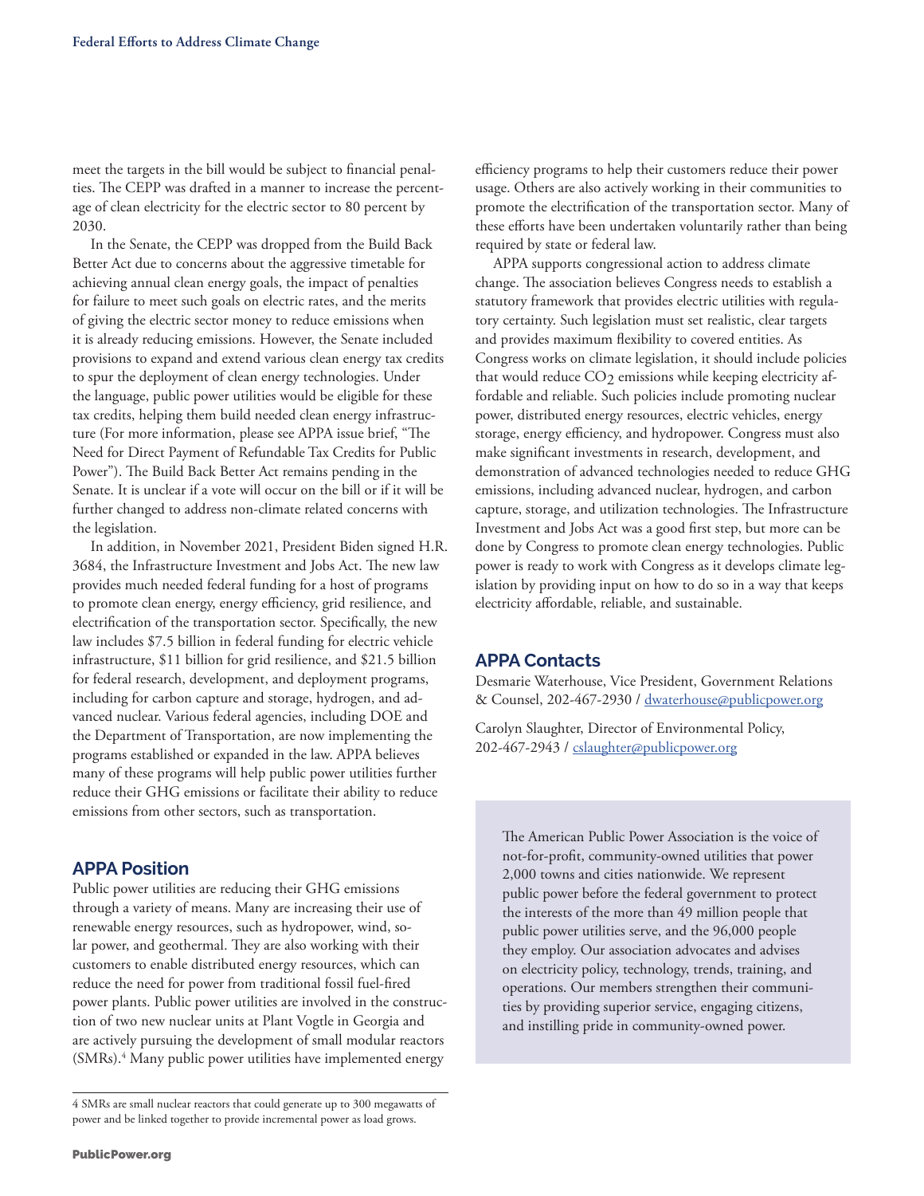meet the targets in the bill would be subject to financial penalties. The CEPP was drafted in a manner to increase the percentage of clean electricity for the electric sector to 80 percent by 2030.

In the Senate, the CEPP was dropped from the Build Back Better Act due to concerns about the aggressive timetable for achieving annual clean energy goals, the impact of penalties for failure to meet such goals on electric rates, and the merits of giving the electric sector money to reduce emissions when it is already reducing emissions. However, the Senate included provisions to expand and extend various clean energy tax credits to spur the deployment of clean energy technologies. Under the language, public power utilities would be eligible for these tax credits, helping them build needed clean energy infrastructure (For more information, please see APPA issue brief, "The Need for Direct Payment of Refundable Tax Credits for Public Power"). The Build Back Better Act remains pending in the Senate. It is unclear if a vote will occur on the bill or if it will be further changed to address non-climate related concerns with the legislation.

In addition, in November 2021, President Biden signed H.R. 3684, the Infrastructure Investment and Jobs Act. The new law provides much needed federal funding for a host of programs to promote clean energy, energy efficiency, grid resilience, and electrification of the transportation sector. Specifically, the new law includes $7.5 billion in federal funding for electric vehicle infrastructure, $11 billion for grid resilience, and $21.5 billion for federal research, development, and deployment programs, including for carbon capture and storage, hydrogen, and advanced nuclear. Various federal agencies, including DOE and the Department of Transportation, are now implementing the programs established or expanded in the law. APPA believes many of these programs will help public power utilities further reduce their GHG emissions or facilitate their ability to reduce emissions from other sectors, such as transportation.

## APPA Position

Public power utilities are reducing their GHG emissions through a variety of means. Many are increasing their use of renewable energy resources, such as hydropower, wind, solar power, and geothermal. They are also working with their customers to enable distributed energy resources, which can reduce the need for power from traditional fossil fuel-fired power plants. Public power utilities are involved in the construction of two new nuclear units at Plant Vogtle in Georgia and are actively pursuing the development of small modular reactors (SMRs).[4] Many public power utilities have implemented energy efficiency programs to help their customers reduce their power usage. Others are also actively working in their communities to promote the electrification of the transportation sector. Many of these efforts have been undertaken voluntarily rather than being required by state or federal law.

APPA supports congressional action to address climate change. The association believes Congress needs to establish a statutory framework that provides electric utilities with regulatory certainty. Such legislation must set realistic, clear targets and provides maximum flexibility to covered entities. As Congress works on climate legislation, it should include policies that would reduce $CO_2$ emissions while keeping electricity affordable and reliable. Such policies include promoting nuclear power, distributed energy resources, electric vehicles, energy storage, energy efficiency, and hydropower. Congress must also make significant investments in research, development, and demonstration of advanced technologies needed to reduce GHG emissions, including advanced nuclear, hydrogen, and carbon capture, storage, and utilization technologies. The Infrastructure Investment and Jobs Act was a good first step, but more can be done by Congress to promote clean energy technologies. Public power is ready to work with Congress as it develops climate legislation by providing input on how to do so in a way that keeps electricity affordable, reliable, and sustainable.

## APPA Contacts

Desmarie Waterhouse, Vice President, Government Relations & Counsel, 202-467-2930 / dwaterhouse@publicpower.org

Carolyn Slaughter, Director of Environmental Policy, 202-467-2943 / cslaughter@publicpower.org

The American Public Power Association is the voice of not-for-profit, community-owned utilities that power 2,000 towns and cities nationwide. We represent public power before the federal government to protect the interests of the more than 49 million people that public power utilities serve, and the 96,000 people they employ. Our association advocates and advises on electricity policy, technology, trends, training, and operations. Our members strengthen their communities by providing superior service, engaging citizens, and instilling pride in community-owned power.

---

4 SMRs are small nuclear reactors that could generate up to 300 megawatts of power and be linked together to provide incremental power as load grows.